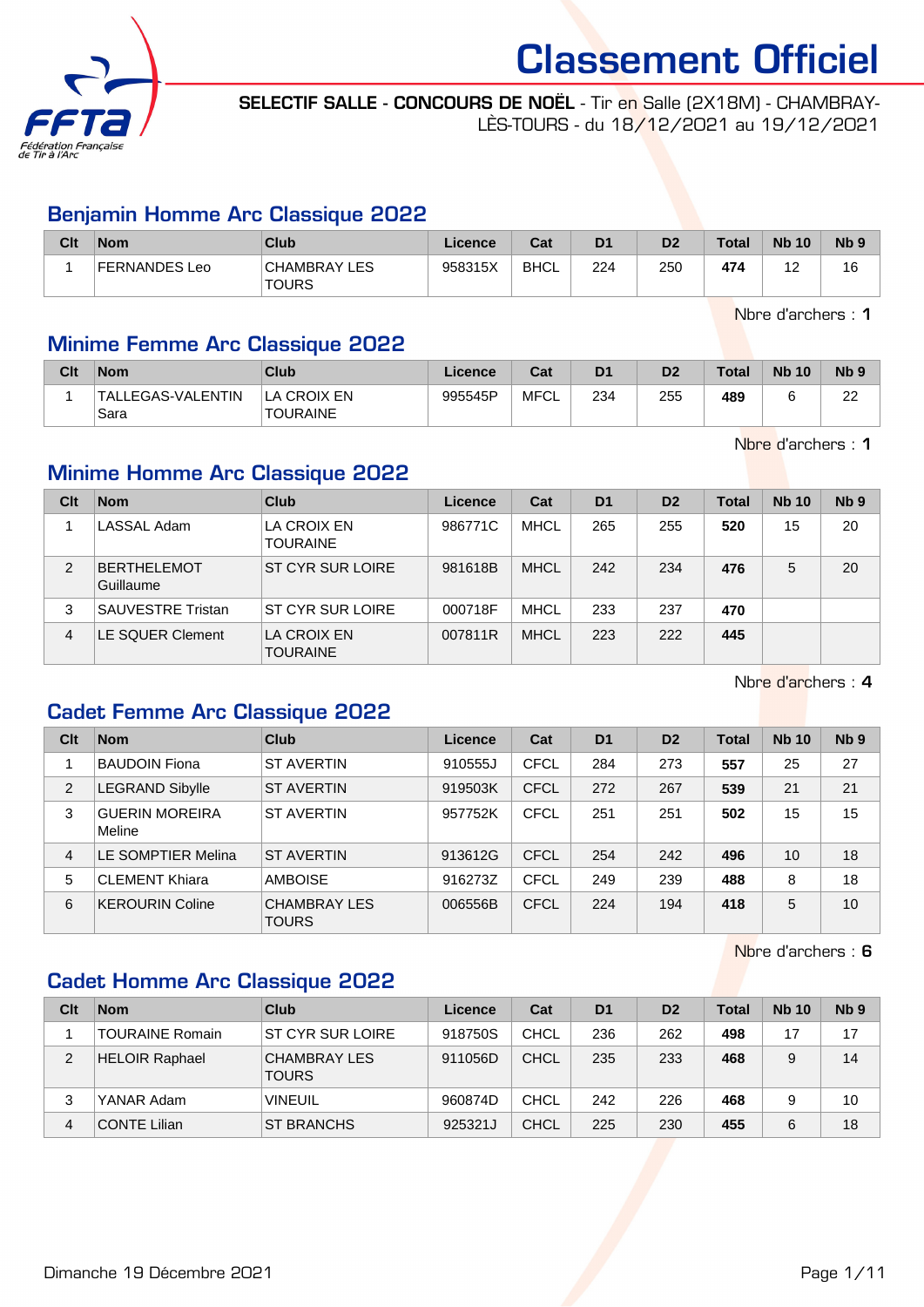# Classement Officiel

**SELECTIF SALLE - CONCOURS DE NOËL** - Tir en Salle (2X18M) - CHAMBRAY-LÈS-TOURS - du 18/12/2021 au 19/12/2021

## Benjamin Homme Arc Classique 2022

| Clt | Nom | Club | Licence | Cat | D1 | D2 | Total | Nb 10 | Nb 9 |
|---|---|---|---|---|---|---|---|---|---|
| 1 | FERNANDES Leo | CHAMBRAY LES TOURS | 958315X | BHCL | 224 | 250 | **474** | 12 | 16 |

Nbre d'archers : **1**

## Minime Femme Arc Classique 2022

| Clt | Nom | Club | Licence | Cat | D1 | D2 | Total | Nb 10 | Nb 9 |
|---|---|---|---|---|---|---|---|---|---|
| 1 | TALLEGAS-VALENTIN Sara | LA CROIX EN TOURAINE | 995545P | MFCL | 234 | 255 | **489** | 6 | 22 |

Nbre d'archers : **1**

## Minime Homme Arc Classique 2022

| Clt | Nom | Club | Licence | Cat | D1 | D2 | Total | Nb 10 | Nb 9 |
|---|---|---|---|---|---|---|---|---|---|
| 1 | LASSAL Adam | LA CROIX EN TOURAINE | 986771C | MHCL | 265 | 255 | **520** | 15 | 20 |
| 2 | BERTHELEMOT Guillaume | ST CYR SUR LOIRE | 981618B | MHCL | 242 | 234 | **476** | 5 | 20 |
| 3 | SAUVESTRE Tristan | ST CYR SUR LOIRE | 000718F | MHCL | 233 | 237 | **470** | | |
| 4 | LE SQUER Clement | LA CROIX EN TOURAINE | 007811R | MHCL | 223 | 222 | **445** | | |

Nbre d'archers : **4**

## Cadet Femme Arc Classique 2022

| Clt | Nom | Club | Licence | Cat | D1 | D2 | Total | Nb 10 | Nb 9 |
|---|---|---|---|---|---|---|---|---|---|
| 1 | BAUDOIN Fiona | ST AVERTIN | 910555J | CFCL | 284 | 273 | **557** | 25 | 27 |
| 2 | LEGRAND Sibylle | ST AVERTIN | 919503K | CFCL | 272 | 267 | **539** | 21 | 21 |
| 3 | GUERIN MOREIRA Meline | ST AVERTIN | 957752K | CFCL | 251 | 251 | **502** | 15 | 15 |
| 4 | LE SOMPTIER Melina | ST AVERTIN | 913612G | CFCL | 254 | 242 | **496** | 10 | 18 |
| 5 | CLEMENT Khiara | AMBOISE | 916273Z | CFCL | 249 | 239 | **488** | 8 | 18 |
| 6 | KEROURIN Coline | CHAMBRAY LES TOURS | 006556B | CFCL | 224 | 194 | **418** | 5 | 10 |

Nbre d'archers : **6**

## Cadet Homme Arc Classique 2022

| Clt | Nom | Club | Licence | Cat | D1 | D2 | Total | Nb 10 | Nb 9 |
|---|---|---|---|---|---|---|---|---|---|
| 1 | TOURAINE Romain | ST CYR SUR LOIRE | 918750S | CHCL | 236 | 262 | **498** | 17 | 17 |
| 2 | HELOIR Raphael | CHAMBRAY LES TOURS | 911056D | CHCL | 235 | 233 | **468** | 9 | 14 |
| 3 | YANAR Adam | VINEUIL | 960874D | CHCL | 242 | 226 | **468** | 9 | 10 |
| 4 | CONTE Lilian | ST BRANCHS | 925321J | CHCL | 225 | 230 | **455** | 6 | 18 |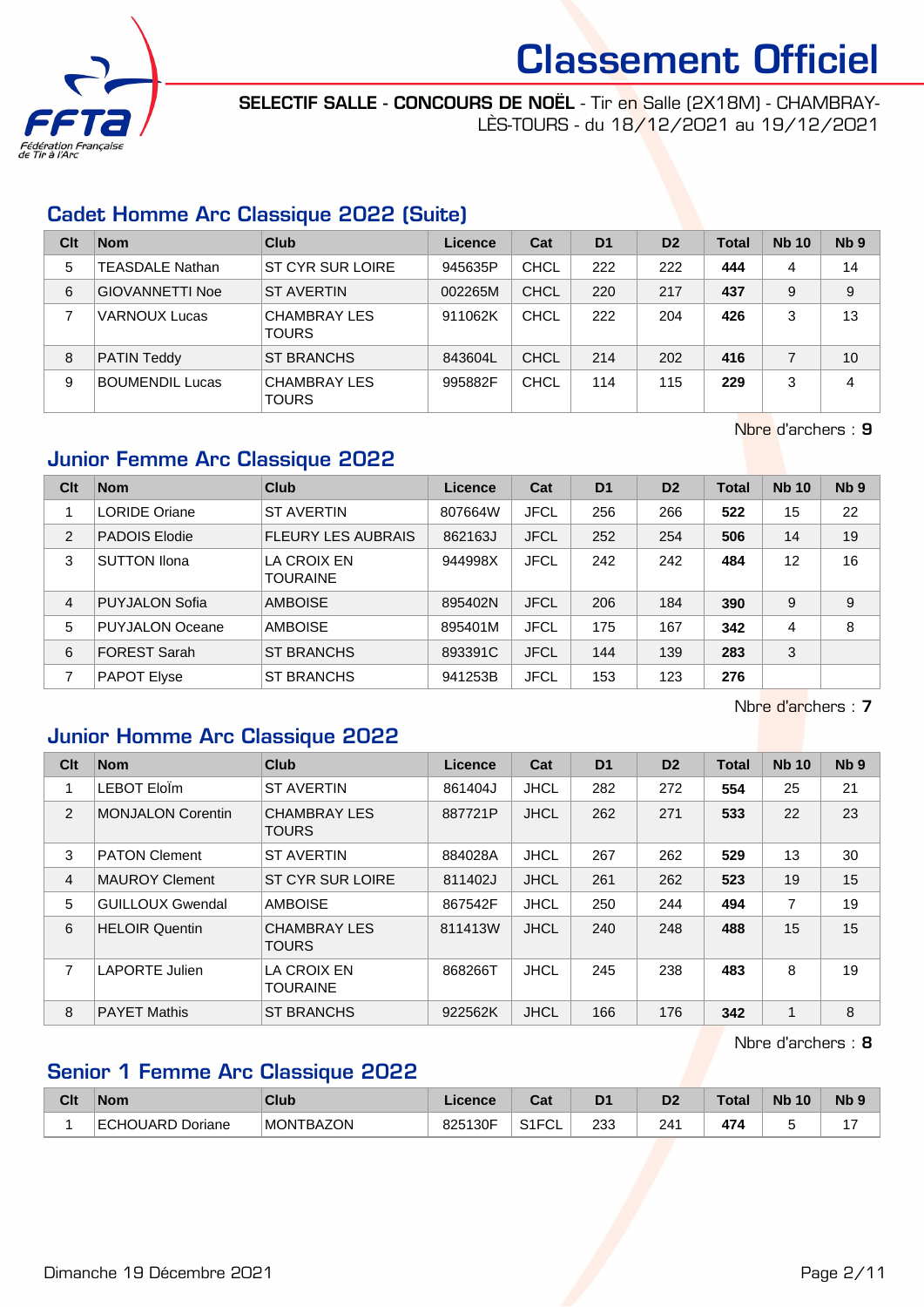# Classement Officiel

**SELECTIF SALLE - CONCOURS DE NOËL** - Tir en Salle (2X18M) - CHAMBRAY-LÈS-TOURS - du 18/12/2021 au 19/12/2021

## Cadet Homme Arc Classique 2022 (Suite)

| Clt | Nom | Club | Licence | Cat | D1 | D2 | Total | Nb 10 | Nb 9 |
|---|---|---|---|---|---|---|---|---|---|
| 5 | TEASDALE Nathan | ST CYR SUR LOIRE | 945635P | CHCL | 222 | 222 | **444** | 4 | 14 |
| 6 | GIOVANNETTI Noe | ST AVERTIN | 002265M | CHCL | 220 | 217 | **437** | 9 | 9 |
| 7 | VARNOUX Lucas | CHAMBRAY LES TOURS | 911062K | CHCL | 222 | 204 | **426** | 3 | 13 |
| 8 | PATIN Teddy | ST BRANCHS | 843604L | CHCL | 214 | 202 | **416** | 7 | 10 |
| 9 | BOUMENDIL Lucas | CHAMBRAY LES TOURS | 995882F | CHCL | 114 | 115 | **229** | 3 | 4 |

Nbre d'archers : **9**

## Junior Femme Arc Classique 2022

| Clt | Nom | Club | Licence | Cat | D1 | D2 | Total | Nb 10 | Nb 9 |
|---|---|---|---|---|---|---|---|---|---|
| 1 | LORIDE Oriane | ST AVERTIN | 807664W | JFCL | 256 | 266 | **522** | 15 | 22 |
| 2 | PADOIS Elodie | FLEURY LES AUBRAIS | 862163J | JFCL | 252 | 254 | **506** | 14 | 19 |
| 3 | SUTTON Ilona | LA CROIX EN TOURAINE | 944998X | JFCL | 242 | 242 | **484** | 12 | 16 |
| 4 | PUYJALON Sofia | AMBOISE | 895402N | JFCL | 206 | 184 | **390** | 9 | 9 |
| 5 | PUYJALON Oceane | AMBOISE | 895401M | JFCL | 175 | 167 | **342** | 4 | 8 |
| 6 | FOREST Sarah | ST BRANCHS | 893391C | JFCL | 144 | 139 | **283** | 3 | |
| 7 | PAPOT Elyse | ST BRANCHS | 941253B | JFCL | 153 | 123 | **276** | | |

Nbre d'archers : **7**

## Junior Homme Arc Classique 2022

| Clt | Nom | Club | Licence | Cat | D1 | D2 | Total | Nb 10 | Nb 9 |
|---|---|---|---|---|---|---|---|---|---|
| 1 | LEBOT Eloïm | ST AVERTIN | 861404J | JHCL | 282 | 272 | **554** | 25 | 21 |
| 2 | MONJALON Corentin | CHAMBRAY LES TOURS | 887721P | JHCL | 262 | 271 | **533** | 22 | 23 |
| 3 | PATON Clement | ST AVERTIN | 884028A | JHCL | 267 | 262 | **529** | 13 | 30 |
| 4 | MAUROY Clement | ST CYR SUR LOIRE | 811402J | JHCL | 261 | 262 | **523** | 19 | 15 |
| 5 | GUILLOUX Gwendal | AMBOISE | 867542F | JHCL | 250 | 244 | **494** | 7 | 19 |
| 6 | HELOIR Quentin | CHAMBRAY LES TOURS | 811413W | JHCL | 240 | 248 | **488** | 15 | 15 |
| 7 | LAPORTE Julien | LA CROIX EN TOURAINE | 868266T | JHCL | 245 | 238 | **483** | 8 | 19 |
| 8 | PAYET Mathis | ST BRANCHS | 922562K | JHCL | 166 | 176 | **342** | 1 | 8 |

Nbre d'archers : **8**

## Senior 1 Femme Arc Classique 2022

| Clt | Nom | Club | Licence | Cat | D1 | D2 | Total | Nb 10 | Nb 9 |
|---|---|---|---|---|---|---|---|---|---|
| 1 | ECHOUARD Doriane | MONTBAZON | 825130F | S1FCL | 233 | 241 | **474** | 5 | 17 |

Dimanche 19 Décembre 2021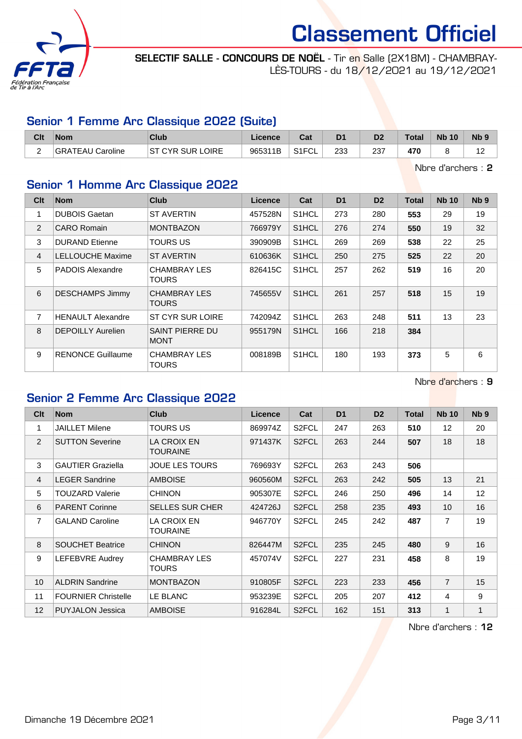# Classement Officiel

**SELECTIF SALLE - CONCOURS DE NOËL** - Tir en Salle (2X18M) - CHAMBRAY-LÈS-TOURS - du 18/12/2021 au 19/12/2021

## Senior 1 Femme Arc Classique 2022 (Suite)

| Clt | Nom | Club | Licence | Cat | D1 | D2 | Total | Nb 10 | Nb 9 |
|---|---|---|---|---|---|---|---|---|---|
| 2 | GRATEAU Caroline | ST CYR SUR LOIRE | 965311B | S1FCL | 233 | 237 | **470** | 8 | 12 |

Nbre d'archers : **2**

## Senior 1 Homme Arc Classique 2022

| Clt | Nom | Club | Licence | Cat | D1 | D2 | Total | Nb 10 | Nb 9 |
|---|---|---|---|---|---|---|---|---|---|
| 1 | DUBOIS Gaetan | ST AVERTIN | 457528N | S1HCL | 273 | 280 | **553** | 29 | 19 |
| 2 | CARO Romain | MONTBAZON | 766979Y | S1HCL | 276 | 274 | **550** | 19 | 32 |
| 3 | DURAND Etienne | TOURS US | 390909B | S1HCL | 269 | 269 | **538** | 22 | 25 |
| 4 | LELLOUCHE Maxime | ST AVERTIN | 610636K | S1HCL | 250 | 275 | **525** | 22 | 20 |
| 5 | PADOIS Alexandre | CHAMBRAY LES TOURS | 826415C | S1HCL | 257 | 262 | **519** | 16 | 20 |
| 6 | DESCHAMPS Jimmy | CHAMBRAY LES TOURS | 745655V | S1HCL | 261 | 257 | **518** | 15 | 19 |
| 7 | HENAULT Alexandre | ST CYR SUR LOIRE | 742094Z | S1HCL | 263 | 248 | **511** | 13 | 23 |
| 8 | DEPOILLY Aurelien | SAINT PIERRE DU MONT | 955179N | S1HCL | 166 | 218 | **384** | | |
| 9 | RENONCE Guillaume | CHAMBRAY LES TOURS | 008189B | S1HCL | 180 | 193 | **373** | 5 | 6 |

Nbre d'archers : **9**

## Senior 2 Femme Arc Classique 2022

| Clt | Nom | Club | Licence | Cat | D1 | D2 | Total | Nb 10 | Nb 9 |
|---|---|---|---|---|---|---|---|---|---|
| 1 | JAILLET Milene | TOURS US | 869974Z | S2FCL | 247 | 263 | **510** | 12 | 20 |
| 2 | SUTTON Severine | LA CROIX EN TOURAINE | 971437K | S2FCL | 263 | 244 | **507** | 18 | 18 |
| 3 | GAUTIER Graziella | JOUE LES TOURS | 769693Y | S2FCL | 263 | 243 | **506** | | |
| 4 | LEGER Sandrine | AMBOISE | 960560M | S2FCL | 263 | 242 | **505** | 13 | 21 |
| 5 | TOUZARD Valerie | CHINON | 905307E | S2FCL | 246 | 250 | **496** | 14 | 12 |
| 6 | PARENT Corinne | SELLES SUR CHER | 424726J | S2FCL | 258 | 235 | **493** | 10 | 16 |
| 7 | GALAND Caroline | LA CROIX EN TOURAINE | 946770Y | S2FCL | 245 | 242 | **487** | 7 | 19 |
| 8 | SOUCHET Beatrice | CHINON | 826447M | S2FCL | 235 | 245 | **480** | 9 | 16 |
| 9 | LEFEBVRE Audrey | CHAMBRAY LES TOURS | 457074V | S2FCL | 227 | 231 | **458** | 8 | 19 |
| 10 | ALDRIN Sandrine | MONTBAZON | 910805F | S2FCL | 223 | 233 | **456** | 7 | 15 |
| 11 | FOURNIER Christelle | LE BLANC | 953239E | S2FCL | 205 | 207 | **412** | 4 | 9 |
| 12 | PUYJALON Jessica | AMBOISE | 916284L | S2FCL | 162 | 151 | **313** | 1 | 1 |

Nbre d'archers : **12**

Dimanche 19 Décembre 2021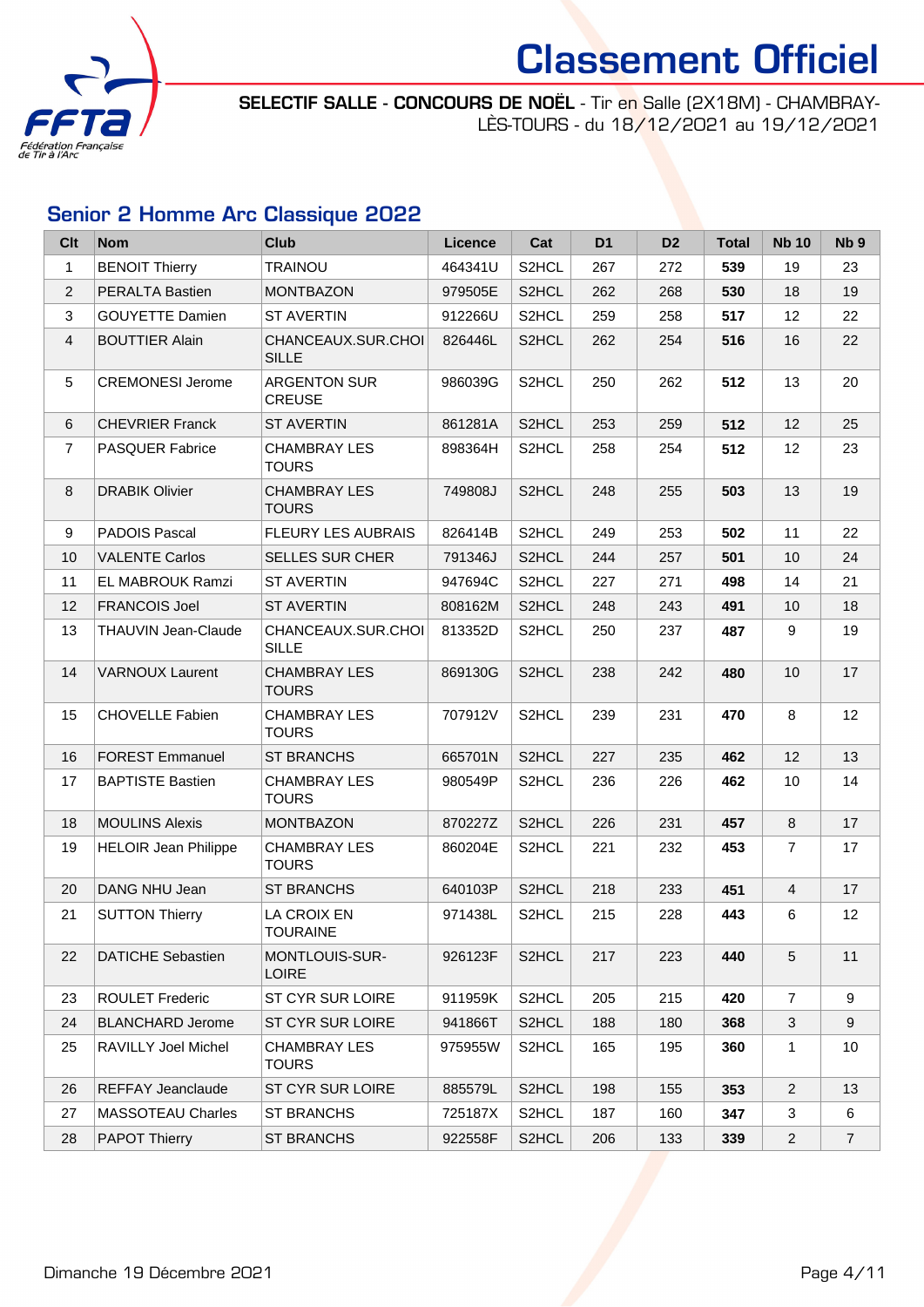# Classement Officiel

**SELECTIF SALLE - CONCOURS DE NOËL** - Tir en Salle (2X18M) - CHAMBRAY-LÈS-TOURS - du 18/12/2021 au 19/12/2021

## Senior 2 Homme Arc Classique 2022

| Clt | Nom | Club | Licence | Cat | D1 | D2 | Total | Nb 10 | Nb 9 |
|---|---|---|---|---|---|---|---|---|---|
| 1 | BENOIT Thierry | TRAINOU | 464341U | S2HCL | 267 | 272 | **539** | 19 | 23 |
| 2 | PERALTA Bastien | MONTBAZON | 979505E | S2HCL | 262 | 268 | **530** | 18 | 19 |
| 3 | GOUYETTE Damien | ST AVERTIN | 912266U | S2HCL | 259 | 258 | **517** | 12 | 22 |
| 4 | BOUTTIER Alain | CHANCEAUX.SUR.CHOISILLE | 826446L | S2HCL | 262 | 254 | **516** | 16 | 22 |
| 5 | CREMONESI Jerome | ARGENTON SUR CREUSE | 986039G | S2HCL | 250 | 262 | **512** | 13 | 20 |
| 6 | CHEVRIER Franck | ST AVERTIN | 861281A | S2HCL | 253 | 259 | **512** | 12 | 25 |
| 7 | PASQUER Fabrice | CHAMBRAY LES TOURS | 898364H | S2HCL | 258 | 254 | **512** | 12 | 23 |
| 8 | DRABIK Olivier | CHAMBRAY LES TOURS | 749808J | S2HCL | 248 | 255 | **503** | 13 | 19 |
| 9 | PADOIS Pascal | FLEURY LES AUBRAIS | 826414B | S2HCL | 249 | 253 | **502** | 11 | 22 |
| 10 | VALENTE Carlos | SELLES SUR CHER | 791346J | S2HCL | 244 | 257 | **501** | 10 | 24 |
| 11 | EL MABROUK Ramzi | ST AVERTIN | 947694C | S2HCL | 227 | 271 | **498** | 14 | 21 |
| 12 | FRANCOIS Joel | ST AVERTIN | 808162M | S2HCL | 248 | 243 | **491** | 10 | 18 |
| 13 | THAUVIN Jean-Claude | CHANCEAUX.SUR.CHOISILLE | 813352D | S2HCL | 250 | 237 | **487** | 9 | 19 |
| 14 | VARNOUX Laurent | CHAMBRAY LES TOURS | 869130G | S2HCL | 238 | 242 | **480** | 10 | 17 |
| 15 | CHOVELLE Fabien | CHAMBRAY LES TOURS | 707912V | S2HCL | 239 | 231 | **470** | 8 | 12 |
| 16 | FOREST Emmanuel | ST BRANCHS | 665701N | S2HCL | 227 | 235 | **462** | 12 | 13 |
| 17 | BAPTISTE Bastien | CHAMBRAY LES TOURS | 980549P | S2HCL | 236 | 226 | **462** | 10 | 14 |
| 18 | MOULINS Alexis | MONTBAZON | 870227Z | S2HCL | 226 | 231 | **457** | 8 | 17 |
| 19 | HELOIR Jean Philippe | CHAMBRAY LES TOURS | 860204E | S2HCL | 221 | 232 | **453** | 7 | 17 |
| 20 | DANG NHU Jean | ST BRANCHS | 640103P | S2HCL | 218 | 233 | **451** | 4 | 17 |
| 21 | SUTTON Thierry | LA CROIX EN TOURAINE | 971438L | S2HCL | 215 | 228 | **443** | 6 | 12 |
| 22 | DATICHE Sebastien | MONTLOUIS-SUR-LOIRE | 926123F | S2HCL | 217 | 223 | **440** | 5 | 11 |
| 23 | ROULET Frederic | ST CYR SUR LOIRE | 911959K | S2HCL | 205 | 215 | **420** | 7 | 9 |
| 24 | BLANCHARD Jerome | ST CYR SUR LOIRE | 941866T | S2HCL | 188 | 180 | **368** | 3 | 9 |
| 25 | RAVILLY Joel Michel | CHAMBRAY LES TOURS | 975955W | S2HCL | 165 | 195 | **360** | 1 | 10 |
| 26 | REFFAY Jeanclaude | ST CYR SUR LOIRE | 885579L | S2HCL | 198 | 155 | **353** | 2 | 13 |
| 27 | MASSOTEAU Charles | ST BRANCHS | 725187X | S2HCL | 187 | 160 | **347** | 3 | 6 |
| 28 | PAPOT Thierry | ST BRANCHS | 922558F | S2HCL | 206 | 133 | **339** | 2 | 7 |

Dimanche 19 Décembre 2021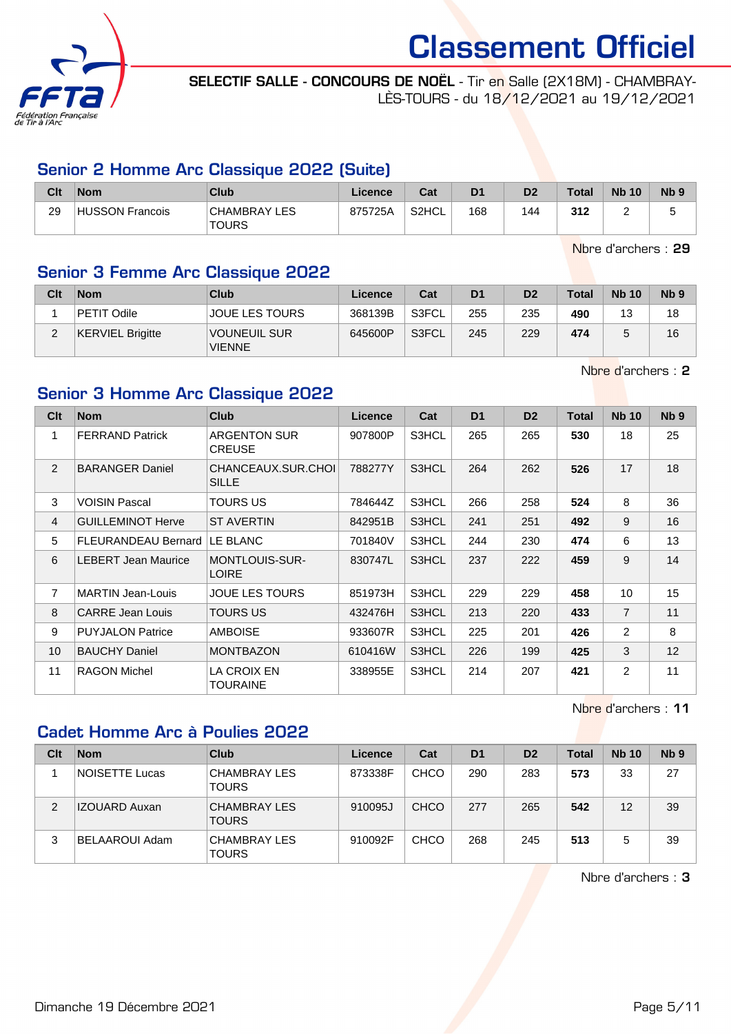# Classement Officiel

**SELECTIF SALLE - CONCOURS DE NOËL** - Tir en Salle (2X18M) - CHAMBRAY-LÈS-TOURS - du 18/12/2021 au 19/12/2021

## Senior 2 Homme Arc Classique 2022 (Suite)

| Clt | Nom | Club | Licence | Cat | D1 | D2 | Total | Nb 10 | Nb 9 |
|---|---|---|---|---|---|---|---|---|---|
| 29 | HUSSON Francois | CHAMBRAY LES TOURS | 875725A | S2HCL | 168 | 144 | **312** | 2 | 5 |

Nbre d'archers : **29**

## Senior 3 Femme Arc Classique 2022

| Clt | Nom | Club | Licence | Cat | D1 | D2 | Total | Nb 10 | Nb 9 |
|---|---|---|---|---|---|---|---|---|---|
| 1 | PETIT Odile | JOUE LES TOURS | 368139B | S3FCL | 255 | 235 | **490** | 13 | 18 |
| 2 | KERVIEL Brigitte | VOUNEUIL SUR VIENNE | 645600P | S3FCL | 245 | 229 | **474** | 5 | 16 |

Nbre d'archers : **2**

## Senior 3 Homme Arc Classique 2022

| Clt | Nom | Club | Licence | Cat | D1 | D2 | Total | Nb 10 | Nb 9 |
|---|---|---|---|---|---|---|---|---|---|
| 1 | FERRAND Patrick | ARGENTON SUR CREUSE | 907800P | S3HCL | 265 | 265 | **530** | 18 | 25 |
| 2 | BARANGER Daniel | CHANCEAUX.SUR.CHOISILLE | 788277Y | S3HCL | 264 | 262 | **526** | 17 | 18 |
| 3 | VOISIN Pascal | TOURS US | 784644Z | S3HCL | 266 | 258 | **524** | 8 | 36 |
| 4 | GUILLEMINOT Herve | ST AVERTIN | 842951B | S3HCL | 241 | 251 | **492** | 9 | 16 |
| 5 | FLEURANDEAU Bernard | LE BLANC | 701840V | S3HCL | 244 | 230 | **474** | 6 | 13 |
| 6 | LEBERT Jean Maurice | MONTLOUIS-SUR-LOIRE | 830747L | S3HCL | 237 | 222 | **459** | 9 | 14 |
| 7 | MARTIN Jean-Louis | JOUE LES TOURS | 851973H | S3HCL | 229 | 229 | **458** | 10 | 15 |
| 8 | CARRE Jean Louis | TOURS US | 432476H | S3HCL | 213 | 220 | **433** | 7 | 11 |
| 9 | PUYJALON Patrice | AMBOISE | 933607R | S3HCL | 225 | 201 | **426** | 2 | 8 |
| 10 | BAUCHY Daniel | MONTBAZON | 610416W | S3HCL | 226 | 199 | **425** | 3 | 12 |
| 11 | RAGON Michel | LA CROIX EN TOURAINE | 338955E | S3HCL | 214 | 207 | **421** | 2 | 11 |

Nbre d'archers : **11**

## Cadet Homme Arc à Poulies 2022

| Clt | Nom | Club | Licence | Cat | D1 | D2 | Total | Nb 10 | Nb 9 |
|---|---|---|---|---|---|---|---|---|---|
| 1 | NOISETTE Lucas | CHAMBRAY LES TOURS | 873338F | CHCO | 290 | 283 | **573** | 33 | 27 |
| 2 | IZOUARD Auxan | CHAMBRAY LES TOURS | 910095J | CHCO | 277 | 265 | **542** | 12 | 39 |
| 3 | BELAAROUI Adam | CHAMBRAY LES TOURS | 910092F | CHCO | 268 | 245 | **513** | 5 | 39 |

Nbre d'archers : **3**

Dimanche 19 Décembre 2021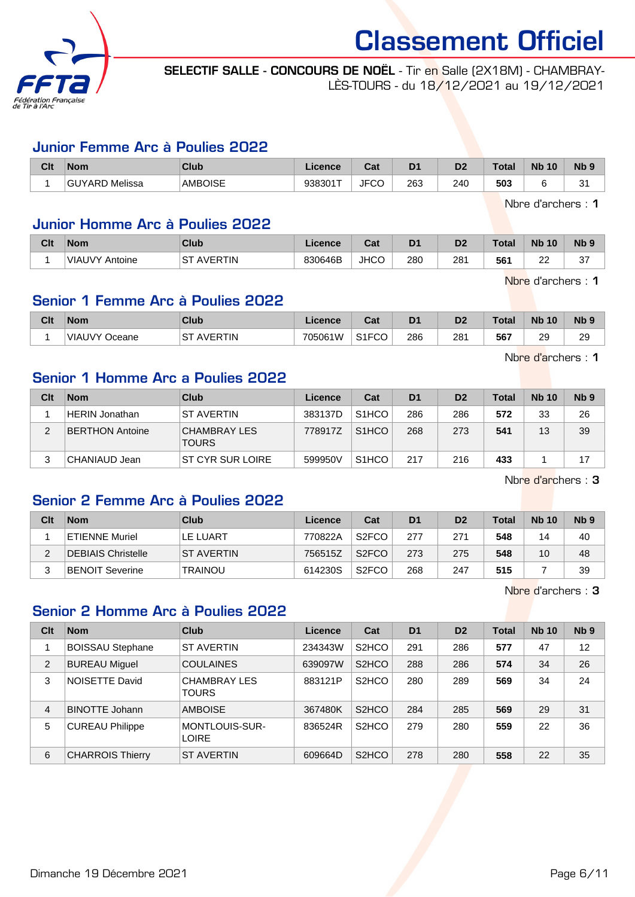# Classement Officiel

**SELECTIF SALLE - CONCOURS DE NOËL** - Tir en Salle (2X18M) - CHAMBRAY-LÈS-TOURS - du 18/12/2021 au 19/12/2021

## Junior Femme Arc à Poulies 2022

| Clt | Nom | Club | Licence | Cat | D1 | D2 | Total | Nb 10 | Nb 9 |
|---|---|---|---|---|---|---|---|---|---|
| 1 | GUYARD Melissa | AMBOISE | 938301T | JFCO | 263 | 240 | **503** | 6 | 31 |

Nbre d'archers : **1**

## Junior Homme Arc à Poulies 2022

| Clt | Nom | Club | Licence | Cat | D1 | D2 | Total | Nb 10 | Nb 9 |
|---|---|---|---|---|---|---|---|---|---|
| 1 | VIAUVY Antoine | ST AVERTIN | 830646B | JHCO | 280 | 281 | **561** | 22 | 37 |

Nbre d'archers : **1**

## Senior 1 Femme Arc à Poulies 2022

| Clt | Nom | Club | Licence | Cat | D1 | D2 | Total | Nb 10 | Nb 9 |
|---|---|---|---|---|---|---|---|---|---|
| 1 | VIAUVY Oceane | ST AVERTIN | 705061W | S1FCO | 286 | 281 | **567** | 29 | 29 |

Nbre d'archers : **1**

## Senior 1 Homme Arc a Poulies 2022

| Clt | Nom | Club | Licence | Cat | D1 | D2 | Total | Nb 10 | Nb 9 |
|---|---|---|---|---|---|---|---|---|---|
| 1 | HERIN Jonathan | ST AVERTIN | 383137D | S1HCO | 286 | 286 | **572** | 33 | 26 |
| 2 | BERTHON Antoine | CHAMBRAY LES TOURS | 778917Z | S1HCO | 268 | 273 | **541** | 13 | 39 |
| 3 | CHANIAUD Jean | ST CYR SUR LOIRE | 599950V | S1HCO | 217 | 216 | **433** | 1 | 17 |

Nbre d'archers : **3**

## Senior 2 Femme Arc à Poulies 2022

| Clt | Nom | Club | Licence | Cat | D1 | D2 | Total | Nb 10 | Nb 9 |
|---|---|---|---|---|---|---|---|---|---|
| 1 | ETIENNE Muriel | LE LUART | 770822A | S2FCO | 277 | 271 | **548** | 14 | 40 |
| 2 | DEBIAIS Christelle | ST AVERTIN | 756515Z | S2FCO | 273 | 275 | **548** | 10 | 48 |
| 3 | BENOIT Severine | TRAINOU | 614230S | S2FCO | 268 | 247 | **515** | 7 | 39 |

Nbre d'archers : **3**

## Senior 2 Homme Arc à Poulies 2022

| Clt | Nom | Club | Licence | Cat | D1 | D2 | Total | Nb 10 | Nb 9 |
|---|---|---|---|---|---|---|---|---|---|
| 1 | BOISSAU Stephane | ST AVERTIN | 234343W | S2HCO | 291 | 286 | **577** | 47 | 12 |
| 2 | BUREAU Miguel | COULAINES | 639097W | S2HCO | 288 | 286 | **574** | 34 | 26 |
| 3 | NOISETTE David | CHAMBRAY LES TOURS | 883121P | S2HCO | 280 | 289 | **569** | 34 | 24 |
| 4 | BINOTTE Johann | AMBOISE | 367480K | S2HCO | 284 | 285 | **569** | 29 | 31 |
| 5 | CUREAU Philippe | MONTLOUIS-SUR-LOIRE | 836524R | S2HCO | 279 | 280 | **559** | 22 | 36 |
| 6 | CHARROIS Thierry | ST AVERTIN | 609664D | S2HCO | 278 | 280 | **558** | 22 | 35 |

Dimanche 19 Décembre 2021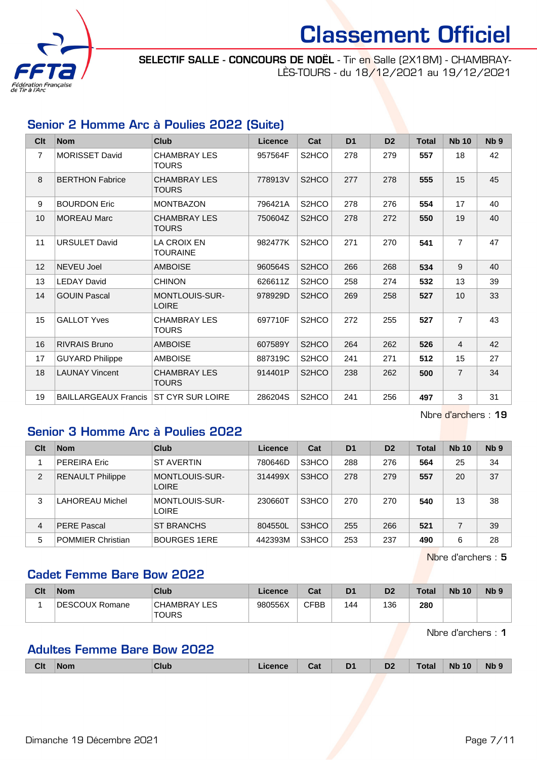# Classement Officiel

**SELECTIF SALLE - CONCOURS DE NOËL** - Tir en Salle (2X18M) - CHAMBRAY-LÈS-TOURS - du 18/12/2021 au 19/12/2021

## Senior 2 Homme Arc à Poulies 2022 (Suite)

| Clt | Nom | Club | Licence | Cat | D1 | D2 | Total | Nb 10 | Nb 9 |
|---|---|---|---|---|---|---|---|---|---|
| 7 | MORISSET David | CHAMBRAY LES TOURS | 957564F | S2HCO | 278 | 279 | **557** | 18 | 42 |
| 8 | BERTHON Fabrice | CHAMBRAY LES TOURS | 778913V | S2HCO | 277 | 278 | **555** | 15 | 45 |
| 9 | BOURDON Eric | MONTBAZON | 796421A | S2HCO | 278 | 276 | **554** | 17 | 40 |
| 10 | MOREAU Marc | CHAMBRAY LES TOURS | 750604Z | S2HCO | 278 | 272 | **550** | 19 | 40 |
| 11 | URSULET David | LA CROIX EN TOURAINE | 982477K | S2HCO | 271 | 270 | **541** | 7 | 47 |
| 12 | NEVEU Joel | AMBOISE | 960564S | S2HCO | 266 | 268 | **534** | 9 | 40 |
| 13 | LEDAY David | CHINON | 626611Z | S2HCO | 258 | 274 | **532** | 13 | 39 |
| 14 | GOUIN Pascal | MONTLOUIS-SUR-LOIRE | 978929D | S2HCO | 269 | 258 | **527** | 10 | 33 |
| 15 | GALLOT Yves | CHAMBRAY LES TOURS | 697710F | S2HCO | 272 | 255 | **527** | 7 | 43 |
| 16 | RIVRAIS Bruno | AMBOISE | 607589Y | S2HCO | 264 | 262 | **526** | 4 | 42 |
| 17 | GUYARD Philippe | AMBOISE | 887319C | S2HCO | 241 | 271 | **512** | 15 | 27 |
| 18 | LAUNAY Vincent | CHAMBRAY LES TOURS | 914401P | S2HCO | 238 | 262 | **500** | 7 | 34 |
| 19 | BAILLARGEAUX Francis | ST CYR SUR LOIRE | 286204S | S2HCO | 241 | 256 | **497** | 3 | 31 |

Nbre d'archers : **19**

## Senior 3 Homme Arc à Poulies 2022

| Clt | Nom | Club | Licence | Cat | D1 | D2 | Total | Nb 10 | Nb 9 |
|---|---|---|---|---|---|---|---|---|---|
| 1 | PEREIRA Eric | ST AVERTIN | 780646D | S3HCO | 288 | 276 | **564** | 25 | 34 |
| 2 | RENAULT Philippe | MONTLOUIS-SUR-LOIRE | 314499X | S3HCO | 278 | 279 | **557** | 20 | 37 |
| 3 | LAHOREAU Michel | MONTLOUIS-SUR-LOIRE | 230660T | S3HCO | 270 | 270 | **540** | 13 | 38 |
| 4 | PERE Pascal | ST BRANCHS | 804550L | S3HCO | 255 | 266 | **521** | 7 | 39 |
| 5 | POMMIER Christian | BOURGES 1ERE | 442393M | S3HCO | 253 | 237 | **490** | 6 | 28 |

Nbre d'archers : **5**

## Cadet Femme Bare Bow 2022

| Clt | Nom | Club | Licence | Cat | D1 | D2 | Total | Nb 10 | Nb 9 |
|---|---|---|---|---|---|---|---|---|---|
| 1 | DESCOUX Romane | CHAMBRAY LES TOURS | 980556X | CFBB | 144 | 136 | **280** | | |

Nbre d'archers : **1**

## Adultes Femme Bare Bow 2022

| Clt | Nom | Club | Licence | Cat | D1 | D2 | Total | Nb 10 | Nb 9 |
|---|---|---|---|---|---|---|---|---|---|

Dimanche 19 Décembre 2021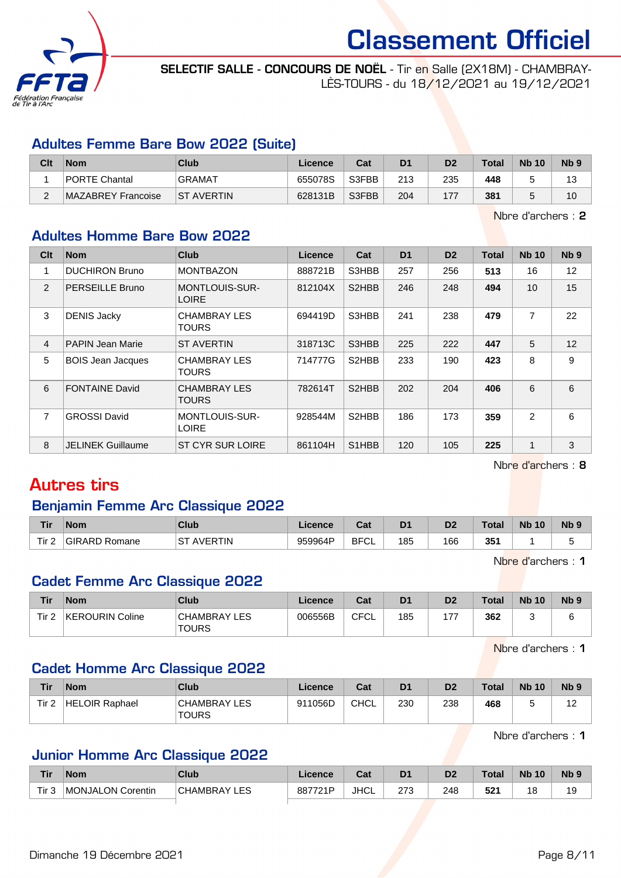# Classement Officiel

**SELECTIF SALLE - CONCOURS DE NOËL** - Tir en Salle (2X18M) - CHAMBRAY-LÈS-TOURS - du 18/12/2021 au 19/12/2021

## Adultes Femme Bare Bow 2022 (Suite)

| Clt | Nom | Club | Licence | Cat | D1 | D2 | Total | Nb 10 | Nb 9 |
|---|---|---|---|---|---|---|---|---|---|
| 1 | PORTE Chantal | GRAMAT | 655078S | S3FBB | 213 | 235 | **448** | 5 | 13 |
| 2 | MAZABREY Francoise | ST AVERTIN | 628131B | S3FBB | 204 | 177 | **381** | 5 | 10 |

Nbre d'archers : **2**

## Adultes Homme Bare Bow 2022

| Clt | Nom | Club | Licence | Cat | D1 | D2 | Total | Nb 10 | Nb 9 |
|---|---|---|---|---|---|---|---|---|---|
| 1 | DUCHIRON Bruno | MONTBAZON | 888721B | S3HBB | 257 | 256 | **513** | 16 | 12 |
| 2 | PERSEILLE Bruno | MONTLOUIS-SUR-LOIRE | 812104X | S2HBB | 246 | 248 | **494** | 10 | 15 |
| 3 | DENIS Jacky | CHAMBRAY LES TOURS | 694419D | S3HBB | 241 | 238 | **479** | 7 | 22 |
| 4 | PAPIN Jean Marie | ST AVERTIN | 318713C | S3HBB | 225 | 222 | **447** | 5 | 12 |
| 5 | BOIS Jean Jacques | CHAMBRAY LES TOURS | 714777G | S2HBB | 233 | 190 | **423** | 8 | 9 |
| 6 | FONTAINE David | CHAMBRAY LES TOURS | 782614T | S2HBB | 202 | 204 | **406** | 6 | 6 |
| 7 | GROSSI David | MONTLOUIS-SUR-LOIRE | 928544M | S2HBB | 186 | 173 | **359** | 2 | 6 |
| 8 | JELINEK Guillaume | ST CYR SUR LOIRE | 861104H | S1HBB | 120 | 105 | **225** | 1 | 3 |

Nbre d'archers : **8**

# Autres tirs

## Benjamin Femme Arc Classique 2022

| Tir | Nom | Club | Licence | Cat | D1 | D2 | Total | Nb 10 | Nb 9 |
|---|---|---|---|---|---|---|---|---|---|
| Tir 2 | GIRARD Romane | ST AVERTIN | 959964P | BFCL | 185 | 166 | **351** | 1 | 5 |

Nbre d'archers : **1**

## Cadet Femme Arc Classique 2022

| Tir | Nom | Club | Licence | Cat | D1 | D2 | Total | Nb 10 | Nb 9 |
|---|---|---|---|---|---|---|---|---|---|
| Tir 2 | KEROURIN Coline | CHAMBRAY LES TOURS | 006556B | CFCL | 185 | 177 | **362** | 3 | 6 |

Nbre d'archers : **1**

## Cadet Homme Arc Classique 2022

| Tir | Nom | Club | Licence | Cat | D1 | D2 | Total | Nb 10 | Nb 9 |
|---|---|---|---|---|---|---|---|---|---|
| Tir 2 | HELOIR Raphael | CHAMBRAY LES TOURS | 911056D | CHCL | 230 | 238 | **468** | 5 | 12 |

Nbre d'archers : **1**

## Junior Homme Arc Classique 2022

| Tir | Nom | Club | Licence | Cat | D1 | D2 | Total | Nb 10 | Nb 9 |
|---|---|---|---|---|---|---|---|---|---|
| Tir 3 | MONJALON Corentin | CHAMBRAY LES | 887721P | JHCL | 273 | 248 | **521** | 18 | 19 |

Dimanche 19 Décembre 2021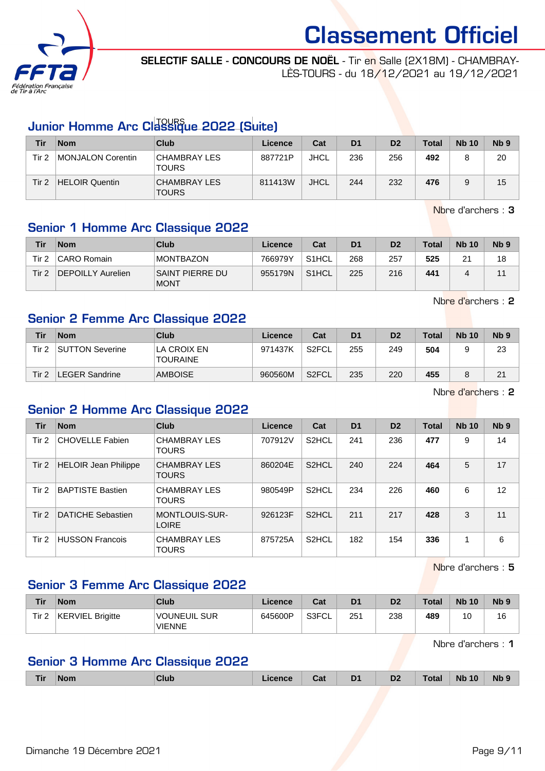# Classement Officiel

**SELECTIF SALLE - CONCOURS DE NOËL** - Tir en Salle (2X18M) - CHAMBRAY-LÈS-TOURS - du 18/12/2021 au 19/12/2021

## Junior Homme Arc Classique 2022 (Suite)

| Tir | Nom | Club | Licence | Cat | D1 | D2 | Total | Nb 10 | Nb 9 |
|---|---|---|---|---|---|---|---|---|---|
| Tir 2 | MONJALON Corentin | CHAMBRAY LES TOURS | 887721P | JHCL | 236 | 256 | **492** | 8 | 20 |
| Tir 2 | HELOIR Quentin | CHAMBRAY LES TOURS | 811413W | JHCL | 244 | 232 | **476** | 9 | 15 |

Nbre d'archers : **3**

## Senior 1 Homme Arc Classique 2022

| Tir | Nom | Club | Licence | Cat | D1 | D2 | Total | Nb 10 | Nb 9 |
|---|---|---|---|---|---|---|---|---|---|
| Tir 2 | CARO Romain | MONTBAZON | 766979Y | S1HCL | 268 | 257 | **525** | 21 | 18 |
| Tir 2 | DEPOILLY Aurelien | SAINT PIERRE DU MONT | 955179N | S1HCL | 225 | 216 | **441** | 4 | 11 |

Nbre d'archers : **2**

## Senior 2 Femme Arc Classique 2022

| Tir | Nom | Club | Licence | Cat | D1 | D2 | Total | Nb 10 | Nb 9 |
|---|---|---|---|---|---|---|---|---|---|
| Tir 2 | SUTTON Severine | LA CROIX EN TOURAINE | 971437K | S2FCL | 255 | 249 | **504** | 9 | 23 |
| Tir 2 | LEGER Sandrine | AMBOISE | 960560M | S2FCL | 235 | 220 | **455** | 8 | 21 |

Nbre d'archers : **2**

## Senior 2 Homme Arc Classique 2022

| Tir | Nom | Club | Licence | Cat | D1 | D2 | Total | Nb 10 | Nb 9 |
|---|---|---|---|---|---|---|---|---|---|
| Tir 2 | CHOVELLE Fabien | CHAMBRAY LES TOURS | 707912V | S2HCL | 241 | 236 | **477** | 9 | 14 |
| Tir 2 | HELOIR Jean Philippe | CHAMBRAY LES TOURS | 860204E | S2HCL | 240 | 224 | **464** | 5 | 17 |
| Tir 2 | BAPTISTE Bastien | CHAMBRAY LES TOURS | 980549P | S2HCL | 234 | 226 | **460** | 6 | 12 |
| Tir 2 | DATICHE Sebastien | MONTLOUIS-SUR-LOIRE | 926123F | S2HCL | 211 | 217 | **428** | 3 | 11 |
| Tir 2 | HUSSON Francois | CHAMBRAY LES TOURS | 875725A | S2HCL | 182 | 154 | **336** | 1 | 6 |

Nbre d'archers : **5**

## Senior 3 Femme Arc Classique 2022

| Tir | Nom | Club | Licence | Cat | D1 | D2 | Total | Nb 10 | Nb 9 |
|---|---|---|---|---|---|---|---|---|---|
| Tir 2 | KERVIEL Brigitte | VOUNEUIL SUR VIENNE | 645600P | S3FCL | 251 | 238 | **489** | 10 | 16 |

Nbre d'archers : **1**

## Senior 3 Homme Arc Classique 2022

| Tir | Nom | Club | Licence | Cat | D1 | D2 | Total | Nb 10 | Nb 9 |
|---|---|---|---|---|---|---|---|---|---|

Dimanche 19 Décembre 2021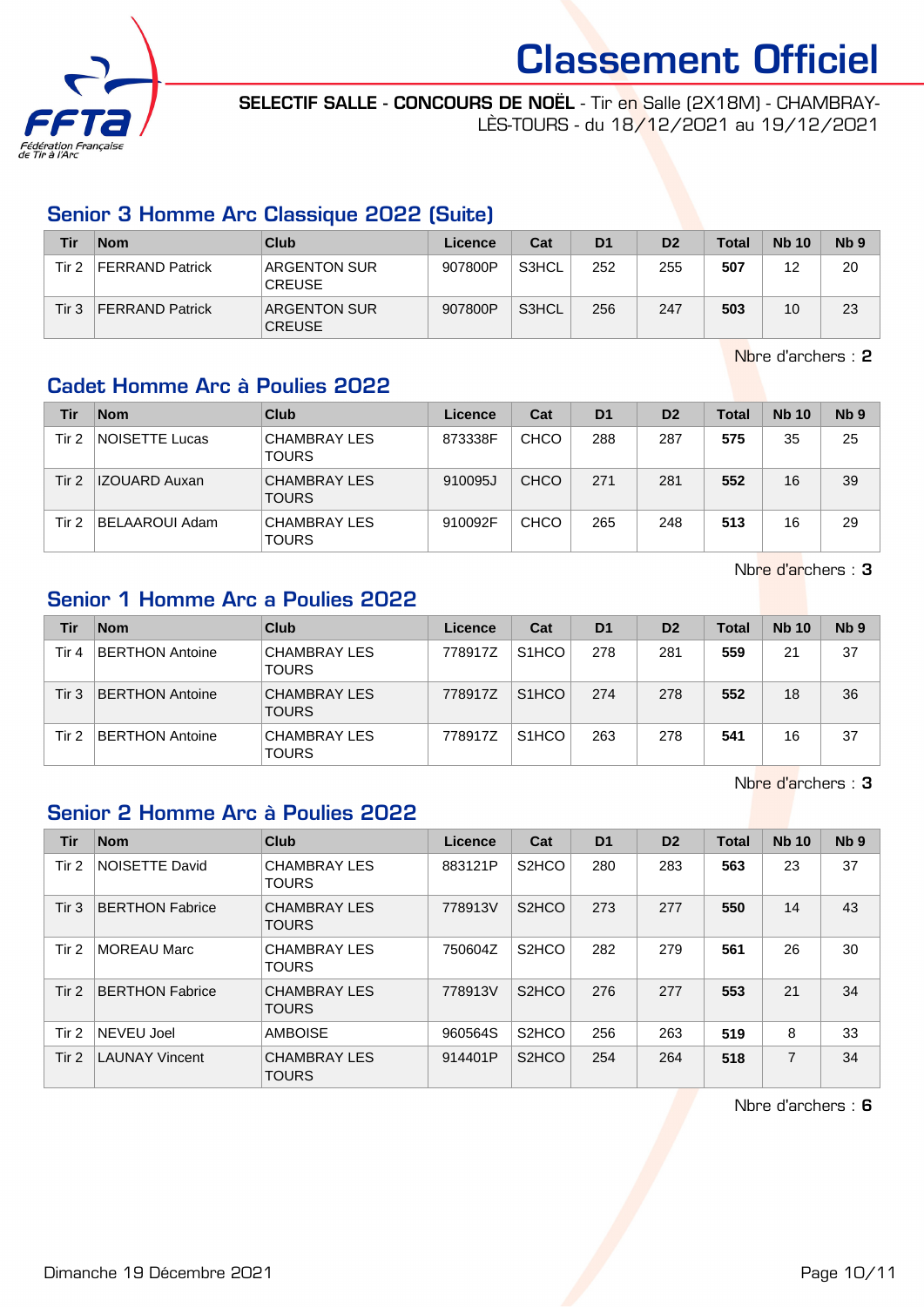# Classement Officiel

**SELECTIF SALLE - CONCOURS DE NOËL** - Tir en Salle (2X18M) - CHAMBRAY-LÈS-TOURS - du 18/12/2021 au 19/12/2021

## Senior 3 Homme Arc Classique 2022 (Suite)

| Tir | Nom | Club | Licence | Cat | D1 | D2 | Total | Nb 10 | Nb 9 |
|---|---|---|---|---|---|---|---|---|---|
| Tir 2 | FERRAND Patrick | ARGENTON SUR CREUSE | 907800P | S3HCL | 252 | 255 | **507** | 12 | 20 |
| Tir 3 | FERRAND Patrick | ARGENTON SUR CREUSE | 907800P | S3HCL | 256 | 247 | **503** | 10 | 23 |

Nbre d'archers : **2**

## Cadet Homme Arc à Poulies 2022

| Tir | Nom | Club | Licence | Cat | D1 | D2 | Total | Nb 10 | Nb 9 |
|---|---|---|---|---|---|---|---|---|---|
| Tir 2 | NOISETTE Lucas | CHAMBRAY LES TOURS | 873338F | CHCO | 288 | 287 | **575** | 35 | 25 |
| Tir 2 | IZOUARD Auxan | CHAMBRAY LES TOURS | 910095J | CHCO | 271 | 281 | **552** | 16 | 39 |
| Tir 2 | BELAAROUI Adam | CHAMBRAY LES TOURS | 910092F | CHCO | 265 | 248 | **513** | 16 | 29 |

Nbre d'archers : **3**

## Senior 1 Homme Arc a Poulies 2022

| Tir | Nom | Club | Licence | Cat | D1 | D2 | Total | Nb 10 | Nb 9 |
|---|---|---|---|---|---|---|---|---|---|
| Tir 4 | BERTHON Antoine | CHAMBRAY LES TOURS | 778917Z | S1HCO | 278 | 281 | **559** | 21 | 37 |
| Tir 3 | BERTHON Antoine | CHAMBRAY LES TOURS | 778917Z | S1HCO | 274 | 278 | **552** | 18 | 36 |
| Tir 2 | BERTHON Antoine | CHAMBRAY LES TOURS | 778917Z | S1HCO | 263 | 278 | **541** | 16 | 37 |

Nbre d'archers : **3**

## Senior 2 Homme Arc à Poulies 2022

| Tir | Nom | Club | Licence | Cat | D1 | D2 | Total | Nb 10 | Nb 9 |
|---|---|---|---|---|---|---|---|---|---|
| Tir 2 | NOISETTE David | CHAMBRAY LES TOURS | 883121P | S2HCO | 280 | 283 | **563** | 23 | 37 |
| Tir 3 | BERTHON Fabrice | CHAMBRAY LES TOURS | 778913V | S2HCO | 273 | 277 | **550** | 14 | 43 |
| Tir 2 | MOREAU Marc | CHAMBRAY LES TOURS | 750604Z | S2HCO | 282 | 279 | **561** | 26 | 30 |
| Tir 2 | BERTHON Fabrice | CHAMBRAY LES TOURS | 778913V | S2HCO | 276 | 277 | **553** | 21 | 34 |
| Tir 2 | NEVEU Joel | AMBOISE | 960564S | S2HCO | 256 | 263 | **519** | 8 | 33 |
| Tir 2 | LAUNAY Vincent | CHAMBRAY LES TOURS | 914401P | S2HCO | 254 | 264 | **518** | 7 | 34 |

Nbre d'archers : **6**

Dimanche 19 Décembre 2021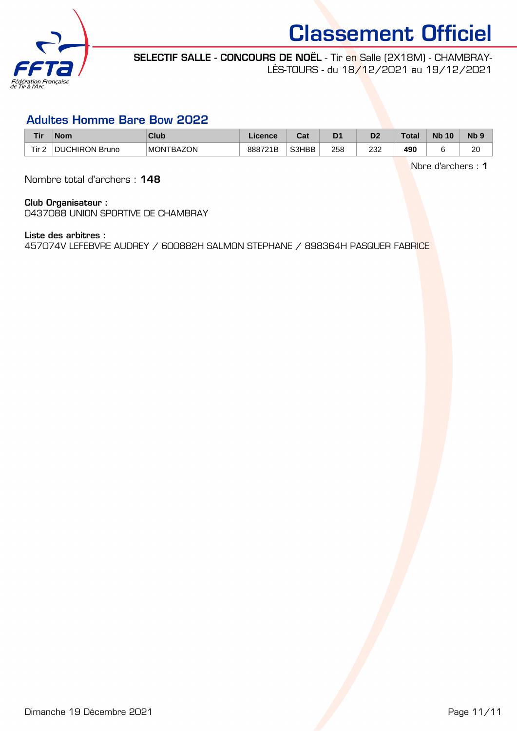# Classement Officiel

**SELECTIF SALLE - CONCOURS DE NOËL** - Tir en Salle (2X18M) - CHAMBRAY-LÈS-TOURS - du 18/12/2021 au 19/12/2021

## Adultes Homme Bare Bow 2022

| Tir | Nom | Club | Licence | Cat | D1 | D2 | Total | Nb 10 | Nb 9 |
|---|---|---|---|---|---|---|---|---|---|
| Tir 2 | DUCHIRON Bruno | MONTBAZON | 888721B | S3HBB | 258 | 232 | **490** | 6 | 20 |

Nbre d'archers : **1**

Nombre total d'archers : **148**

**Club Organisateur :**
0437088 UNION SPORTIVE DE CHAMBRAY

**Liste des arbitres :**
457074V LEFEBVRE AUDREY / 600882H SALMON STEPHANE / 898364H PASQUER FABRICE

Dimanche 19 Décembre 2021